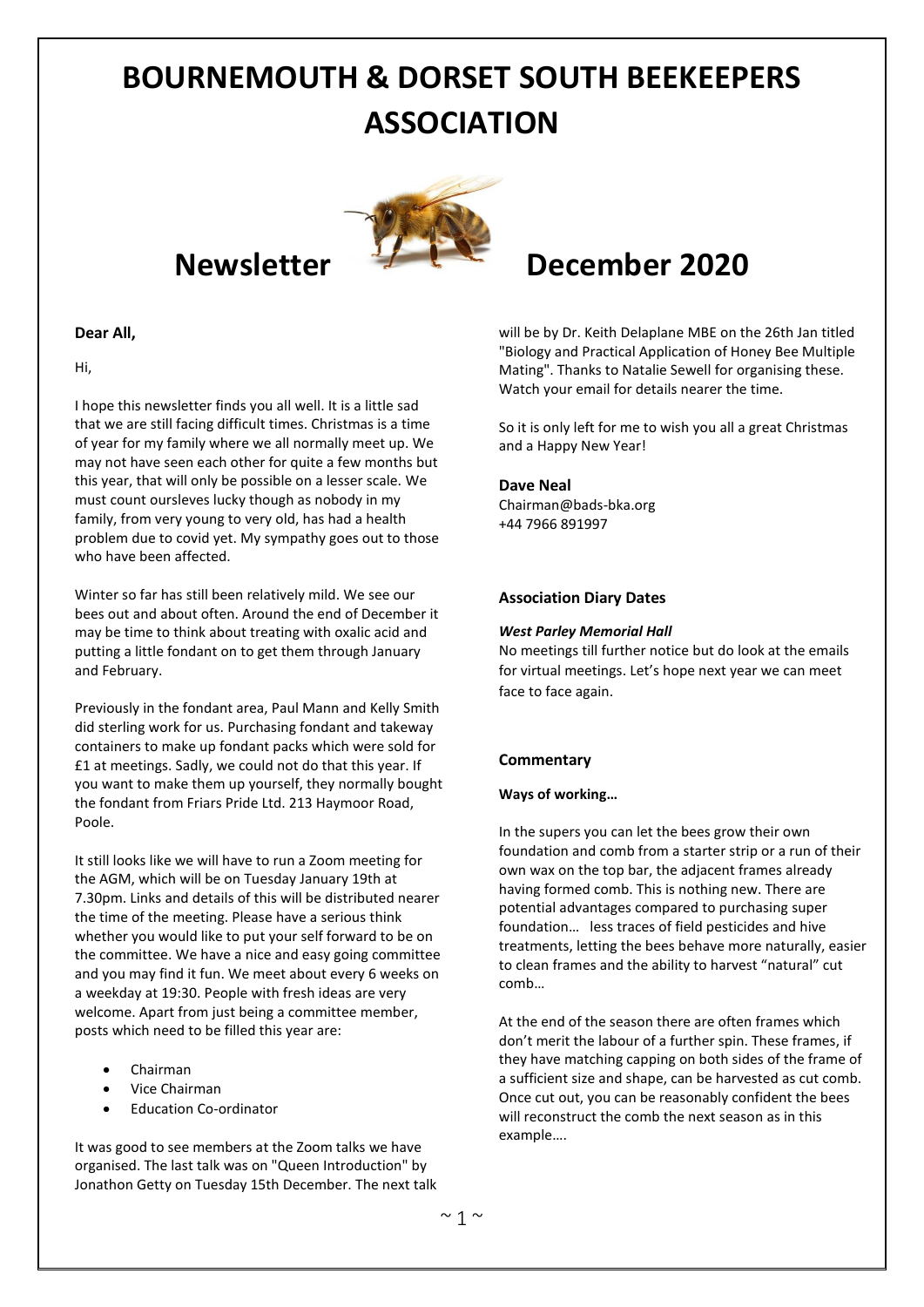# BOURNEMOUTH & DORSET SOUTH BEEKEEPERS ASSOCIATION

## Newsletter December 2020

**Dear All,**

Hi,

I hope this newsletter finds you all well. It is a little sad that we are still facing difficult times. Christmas is a time of year for my family where we all normally meet up. We may not have seen each other for quite a few months but this year, that will only be possible on a lesser scale. We must count oursleves lucky though as nobody in my family, from very young to very old, has had a health problem due to covid yet. My sympathy goes out to those who have been affected.

Winter so far has still been relatively mild. We see our bees out and about often. Around the end of December it may be time to think about treating with oxalic acid and putting a little fondant on to get them through January and February.

Previously in the fondant area, Paul Mann and Kelly Smith did sterling work for us. Purchasing fondant and takeway containers to make up fondant packs which were sold for £1 at meetings. Sadly, we could not do that this year. If you want to make them up yourself, they normally bought the fondant from Friars Pride Ltd. 213 Haymoor Road, Poole.

It still looks like we will have to run a Zoom meeting for the AGM, which will be on Tuesday January 19th at 7.30pm. Links and details of this will be distributed nearer the time of the meeting. Please have a serious think whether you would like to put your self forward to be on the committee. We have a nice and easy going committee and you may find it fun. We meet about every 6 weeks on a weekday at 19:30. People with fresh ideas are very welcome. Apart from just being a committee member, posts which need to be filled this year are:

- Chairman
- Vice Chairman
- Education Co-ordinator

It was good to see members at the Zoom talks we have organised. The last talk was on "Queen Introduction" by Jonathon Getty on Tuesday 15th December. The next talk will be by Dr. Keith Delaplane MBE on the 26th Jan titled "Biology and Practical Application of Honey Bee Multiple Mating". Thanks to Natalie Sewell for organising these. Watch your email for details nearer the time.

So it is only left for me to wish you all a great Christmas and a Happy New Year!

**Dave Neal**
Chairman@bads-bka.org
+44 7966 891997

### Association Diary Dates

***West Parley Memorial Hall***

No meetings till further notice but do look at the emails for virtual meetings. Let's hope next year we can meet face to face again.

### Commentary

**Ways of working…**

In the supers you can let the bees grow their own foundation and comb from a starter strip or a run of their own wax on the top bar, the adjacent frames already having formed comb. This is nothing new. There are potential advantages compared to purchasing super foundation… less traces of field pesticides and hive treatments, letting the bees behave more naturally, easier to clean frames and the ability to harvest "natural" cut comb…

At the end of the season there are often frames which don't merit the labour of a further spin. These frames, if they have matching capping on both sides of the frame of a sufficient size and shape, can be harvested as cut comb. Once cut out, you can be reasonably confident the bees will reconstruct the comb the next season as in this example….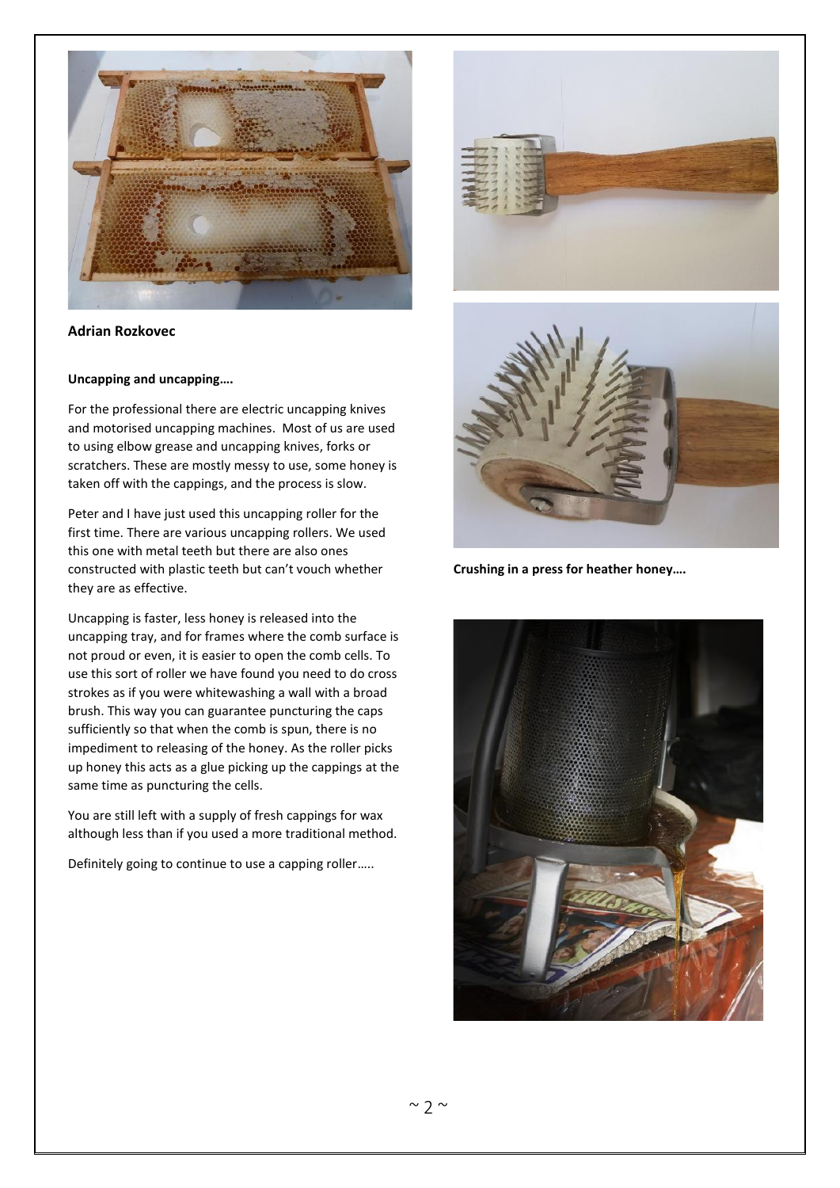**Adrian Rozkovec**

**Uncapping and uncapping….**

For the professional there are electric uncapping knives and motorised uncapping machines. Most of us are used to using elbow grease and uncapping knives, forks or scratchers. These are mostly messy to use, some honey is taken off with the cappings, and the process is slow.

Peter and I have just used this uncapping roller for the first time. There are various uncapping rollers. We used this one with metal teeth but there are also ones constructed with plastic teeth but can't vouch whether they are as effective.

Uncapping is faster, less honey is released into the uncapping tray, and for frames where the comb surface is not proud or even, it is easier to open the comb cells. To use this sort of roller we have found you need to do cross strokes as if you were whitewashing a wall with a broad brush. This way you can guarantee puncturing the caps sufficiently so that when the comb is spun, there is no impediment to releasing of the honey. As the roller picks up honey this acts as a glue picking up the cappings at the same time as puncturing the cells.

You are still left with a supply of fresh cappings for wax although less than if you used a more traditional method.

Definitely going to continue to use a capping roller…..

**Crushing in a press for heather honey….**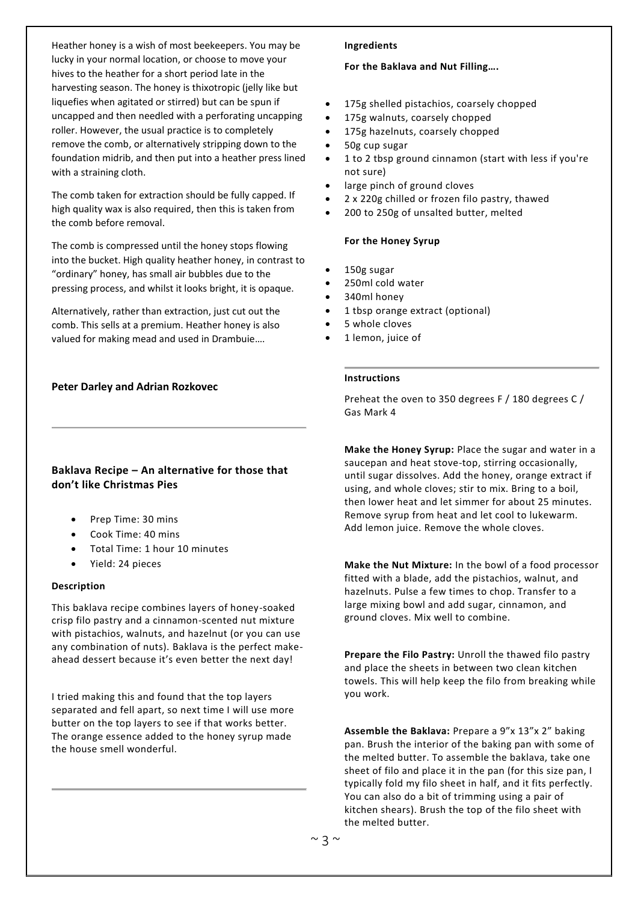Heather honey is a wish of most beekeepers. You may be lucky in your normal location, or choose to move your hives to the heather for a short period late in the harvesting season. The honey is thixotropic (jelly like but liquefies when agitated or stirred) but can be spun if uncapped and then needled with a perforating uncapping roller. However, the usual practice is to completely remove the comb, or alternatively stripping down to the foundation midrib, and then put into a heather press lined with a straining cloth.

The comb taken for extraction should be fully capped. If high quality wax is also required, then this is taken from the comb before removal.

The comb is compressed until the honey stops flowing into the bucket. High quality heather honey, in contrast to "ordinary" honey, has small air bubbles due to the pressing process, and whilst it looks bright, it is opaque.

Alternatively, rather than extraction, just cut out the comb. This sells at a premium. Heather honey is also valued for making mead and used in Drambuie….

**Peter Darley and Adrian Rozkovec**

---

## Baklava Recipe – An alternative for those that don't like Christmas Pies

- Prep Time: 30 mins
- Cook Time: 40 mins
- Total Time: 1 hour 10 minutes
- Yield: 24 pieces

**Description**

This baklava recipe combines layers of honey-soaked crisp filo pastry and a cinnamon-scented nut mixture with pistachios, walnuts, and hazelnut (or you can use any combination of nuts). Baklava is the perfect make-ahead dessert because it's even better the next day!

I tried making this and found that the top layers separated and fell apart, so next time I will use more butter on the top layers to see if that works better. The orange essence added to the honey syrup made the house smell wonderful.

---

**Ingredients**

**For the Baklava and Nut Filling….**

- 175g shelled pistachios, coarsely chopped
- 175g walnuts, coarsely chopped
- 175g hazelnuts, coarsely chopped
- 50g cup sugar
- 1 to 2 tbsp ground cinnamon (start with less if you're not sure)
- large pinch of ground cloves
- 2 x 220g chilled or frozen filo pastry, thawed
- 200 to 250g of unsalted butter, melted

**For the Honey Syrup**

- 150g sugar
- 250ml cold water
- 340ml honey
- 1 tbsp orange extract (optional)
- 5 whole cloves
- 1 lemon, juice of

---

**Instructions**

Preheat the oven to 350 degrees F / 180 degrees C / Gas Mark 4

**Make the Honey Syrup:** Place the sugar and water in a saucepan and heat stove-top, stirring occasionally, until sugar dissolves. Add the honey, orange extract if using, and whole cloves; stir to mix. Bring to a boil, then lower heat and let simmer for about 25 minutes. Remove syrup from heat and let cool to lukewarm. Add lemon juice. Remove the whole cloves.

**Make the Nut Mixture:** In the bowl of a food processor fitted with a blade, add the pistachios, walnut, and hazelnuts. Pulse a few times to chop. Transfer to a large mixing bowl and add sugar, cinnamon, and ground cloves. Mix well to combine.

**Prepare the Filo Pastry:** Unroll the thawed filo pastry and place the sheets in between two clean kitchen towels. This will help keep the filo from breaking while you work.

**Assemble the Baklava:** Prepare a 9"x 13"x 2" baking pan. Brush the interior of the baking pan with some of the melted butter. To assemble the baklava, take one sheet of filo and place it in the pan (for this size pan, I typically fold my filo sheet in half, and it fits perfectly. You can also do a bit of trimming using a pair of kitchen shears). Brush the top of the filo sheet with the melted butter.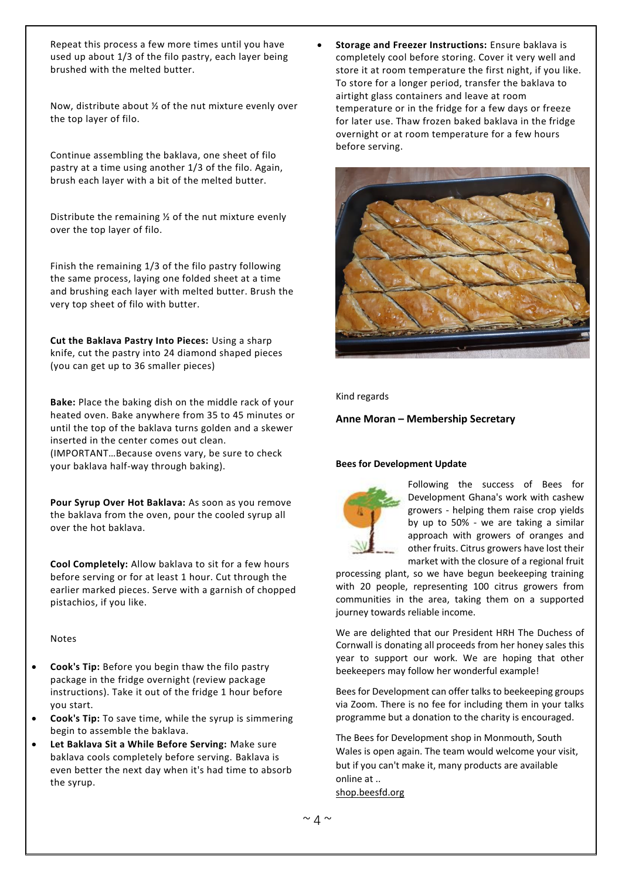Repeat this process a few more times until you have used up about 1/3 of the filo pastry, each layer being brushed with the melted butter.

Now, distribute about ½ of the nut mixture evenly over the top layer of filo.

Continue assembling the baklava, one sheet of filo pastry at a time using another 1/3 of the filo. Again, brush each layer with a bit of the melted butter.

Distribute the remaining ½ of the nut mixture evenly over the top layer of filo.

Finish the remaining 1/3 of the filo pastry following the same process, laying one folded sheet at a time and brushing each layer with melted butter. Brush the very top sheet of filo with butter.

**Cut the Baklava Pastry Into Pieces:** Using a sharp knife, cut the pastry into 24 diamond shaped pieces (you can get up to 36 smaller pieces)

**Bake:** Place the baking dish on the middle rack of your heated oven. Bake anywhere from 35 to 45 minutes or until the top of the baklava turns golden and a skewer inserted in the center comes out clean. (IMPORTANT…Because ovens vary, be sure to check your baklava half-way through baking).

**Pour Syrup Over Hot Baklava:** As soon as you remove the baklava from the oven, pour the cooled syrup all over the hot baklava.

**Cool Completely:** Allow baklava to sit for a few hours before serving or for at least 1 hour. Cut through the earlier marked pieces. Serve with a garnish of chopped pistachios, if you like.

Notes

- **Cook's Tip:** Before you begin thaw the filo pastry package in the fridge overnight (review package instructions). Take it out of the fridge 1 hour before you start.
- **Cook's Tip:** To save time, while the syrup is simmering begin to assemble the baklava.
- **Let Baklava Sit a While Before Serving:** Make sure baklava cools completely before serving. Baklava is even better the next day when it's had time to absorb the syrup.
- **Storage and Freezer Instructions:** Ensure baklava is completely cool before storing. Cover it very well and store it at room temperature the first night, if you like. To store for a longer period, transfer the baklava to airtight glass containers and leave at room temperature or in the fridge for a few days or freeze for later use. Thaw frozen baked baklava in the fridge overnight or at room temperature for a few hours before serving.

Kind regards

**Anne Moran – Membership Secretary**

#### Bees for Development Update

Following the success of Bees for Development Ghana's work with cashew growers - helping them raise crop yields by up to 50% - we are taking a similar approach with growers of oranges and other fruits. Citrus growers have lost their market with the closure of a regional fruit processing plant, so we have begun beekeeping training with 20 people, representing 100 citrus growers from communities in the area, taking them on a supported journey towards reliable income.

We are delighted that our President HRH The Duchess of Cornwall is donating all proceeds from her honey sales this year to support our work. We are hoping that other beekeepers may follow her wonderful example!

Bees for Development can offer talks to beekeeping groups via Zoom. There is no fee for including them in your talks programme but a donation to the charity is encouraged.

The Bees for Development shop in Monmouth, South Wales is open again. The team would welcome your visit, but if you can't make it, many products are available online at ..
shop.beesfd.org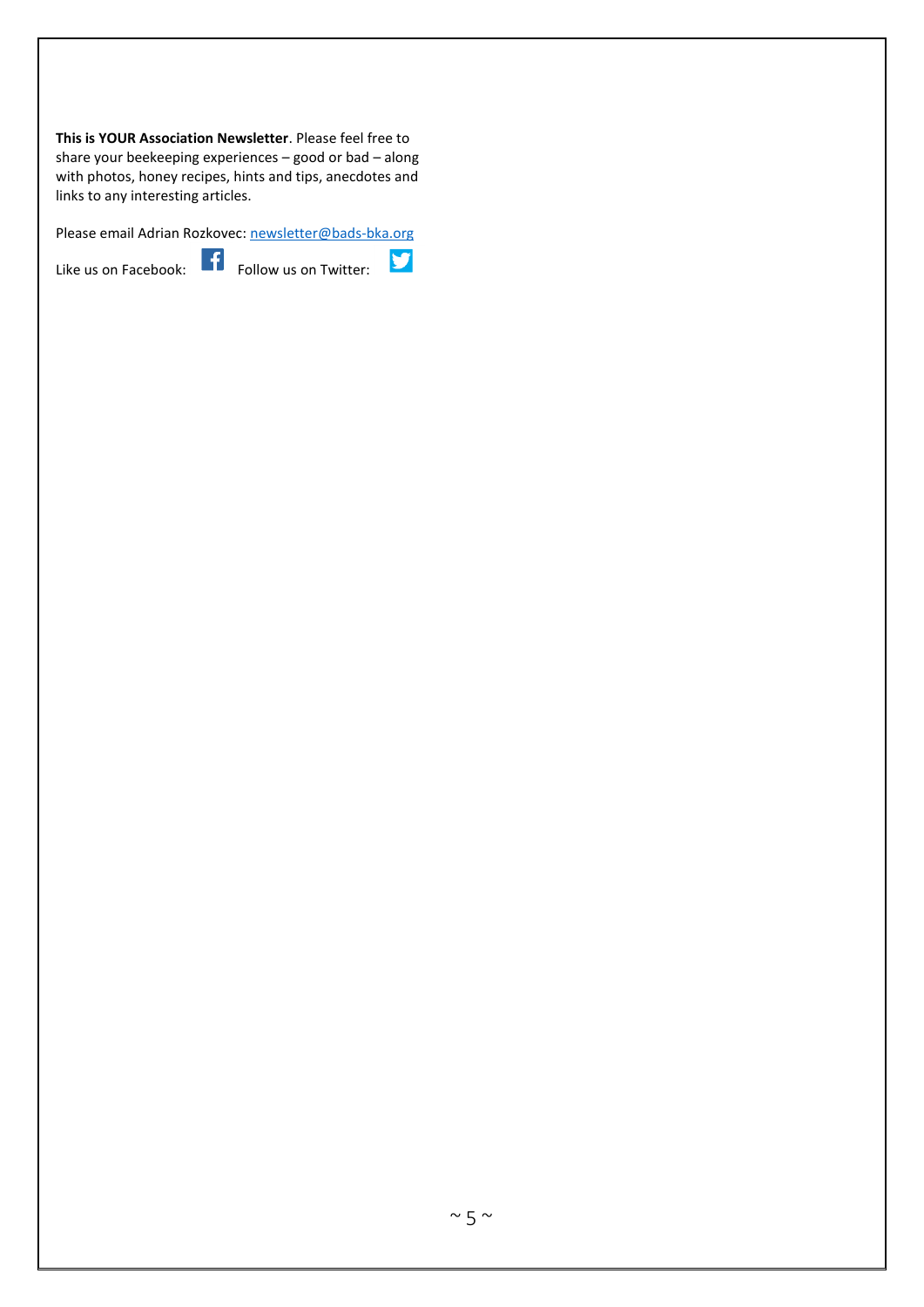**This is YOUR Association Newsletter**. Please feel free to share your beekeeping experiences – good or bad – along with photos, honey recipes, hints and tips, anecdotes and links to any interesting articles.

Please email Adrian Rozkovec: newsletter@bads-bka.org

Like us on Facebook: Follow us on Twitter: